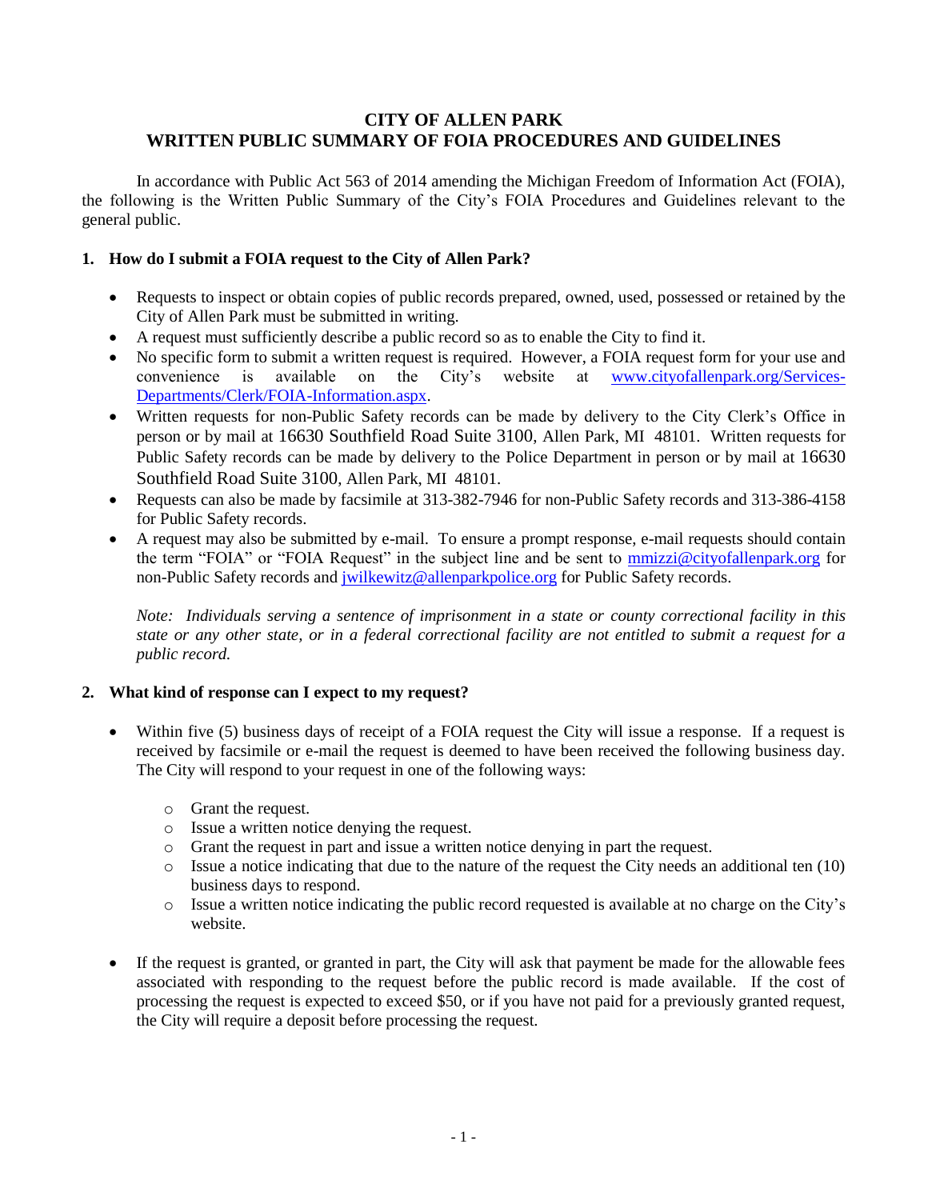# CITY OF ALLEN PARK
# WRITTEN PUBLIC SUMMARY OF FOIA PROCEDURES AND GUIDELINES

In accordance with Public Act 563 of 2014 amending the Michigan Freedom of Information Act (FOIA), the following is the Written Public Summary of the City's FOIA Procedures and Guidelines relevant to the general public.

## 1. How do I submit a FOIA request to the City of Allen Park?

- Requests to inspect or obtain copies of public records prepared, owned, used, possessed or retained by the City of Allen Park must be submitted in writing.
- A request must sufficiently describe a public record so as to enable the City to find it.
- No specific form to submit a written request is required. However, a FOIA request form for your use and convenience is available on the City's website at [www.cityofallenpark.org/Services-Departments/Clerk/FOIA-Information.aspx](www.cityofallenpark.org/Services-Departments/Clerk/FOIA-Information.aspx).
- Written requests for non-Public Safety records can be made by delivery to the City Clerk's Office in person or by mail at 16630 Southfield Road Suite 3100, Allen Park, MI 48101. Written requests for Public Safety records can be made by delivery to the Police Department in person or by mail at 16630 Southfield Road Suite 3100, Allen Park, MI 48101.
- Requests can also be made by facsimile at 313-382-7946 for non-Public Safety records and 313-386-4158 for Public Safety records.
- A request may also be submitted by e-mail. To ensure a prompt response, e-mail requests should contain the term "FOIA" or "FOIA Request" in the subject line and be sent to [mmizzi@cityofallenpark.org](mailto:mmizzi@cityofallenpark.org) for non-Public Safety records and [jwilkewitz@allenparkpolice.org](mailto:jwilkewitz@allenparkpolice.org) for Public Safety records.

*Note: Individuals serving a sentence of imprisonment in a state or county correctional facility in this state or any other state, or in a federal correctional facility are not entitled to submit a request for a public record.*

## 2. What kind of response can I expect to my request?

- Within five (5) business days of receipt of a FOIA request the City will issue a response. If a request is received by facsimile or e-mail the request is deemed to have been received the following business day. The City will respond to your request in one of the following ways:
  - Grant the request.
  - Issue a written notice denying the request.
  - Grant the request in part and issue a written notice denying in part the request.
  - Issue a notice indicating that due to the nature of the request the City needs an additional ten (10) business days to respond.
  - Issue a written notice indicating the public record requested is available at no charge on the City's website.
- If the request is granted, or granted in part, the City will ask that payment be made for the allowable fees associated with responding to the request before the public record is made available. If the cost of processing the request is expected to exceed $50, or if you have not paid for a previously granted request, the City will require a deposit before processing the request.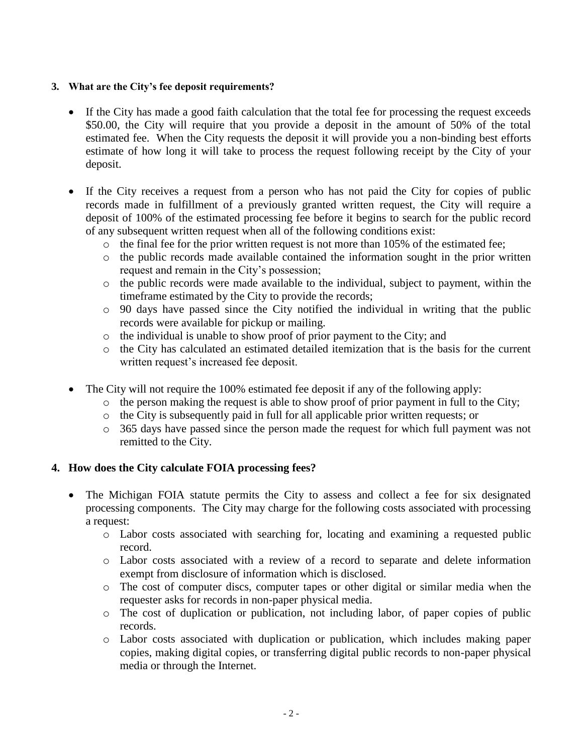**3. What are the City's fee deposit requirements?**

- If the City has made a good faith calculation that the total fee for processing the request exceeds $50.00, the City will require that you provide a deposit in the amount of 50% of the total estimated fee. When the City requests the deposit it will provide you a non-binding best efforts estimate of how long it will take to process the request following receipt by the City of your deposit.

- If the City receives a request from a person who has not paid the City for copies of public records made in fulfillment of a previously granted written request, the City will require a deposit of 100% of the estimated processing fee before it begins to search for the public record of any subsequent written request when all of the following conditions exist:
  - the final fee for the prior written request is not more than 105% of the estimated fee;
  - the public records made available contained the information sought in the prior written request and remain in the City's possession;
  - the public records were made available to the individual, subject to payment, within the timeframe estimated by the City to provide the records;
  - 90 days have passed since the City notified the individual in writing that the public records were available for pickup or mailing.
  - the individual is unable to show proof of prior payment to the City; and
  - the City has calculated an estimated detailed itemization that is the basis for the current written request's increased fee deposit.

- The City will not require the 100% estimated fee deposit if any of the following apply:
  - the person making the request is able to show proof of prior payment in full to the City;
  - the City is subsequently paid in full for all applicable prior written requests; or
  - 365 days have passed since the person made the request for which full payment was not remitted to the City.

**4. How does the City calculate FOIA processing fees?**

- The Michigan FOIA statute permits the City to assess and collect a fee for six designated processing components. The City may charge for the following costs associated with processing a request:
  - Labor costs associated with searching for, locating and examining a requested public record.
  - Labor costs associated with a review of a record to separate and delete information exempt from disclosure of information which is disclosed.
  - The cost of computer discs, computer tapes or other digital or similar media when the requester asks for records in non-paper physical media.
  - The cost of duplication or publication, not including labor, of paper copies of public records.
  - Labor costs associated with duplication or publication, which includes making paper copies, making digital copies, or transferring digital public records to non-paper physical media or through the Internet.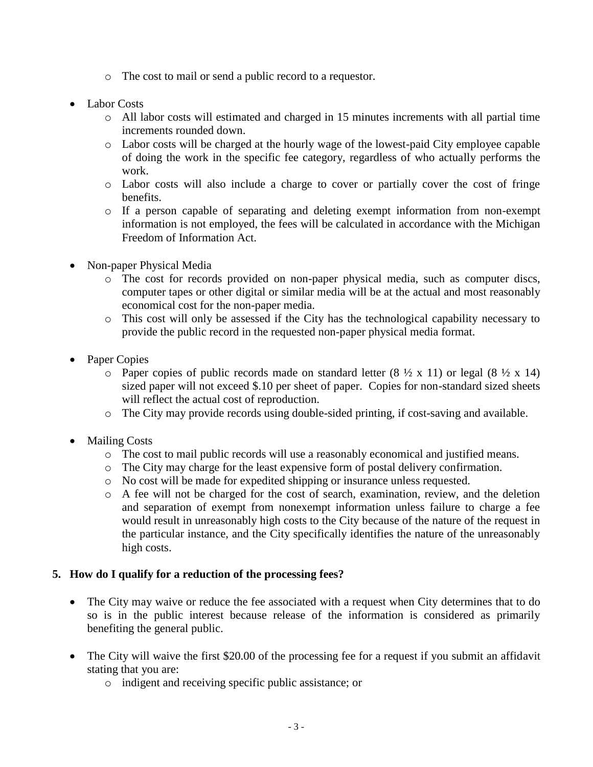- The cost to mail or send a public record to a requestor.

- Labor Costs
  - All labor costs will estimated and charged in 15 minutes increments with all partial time increments rounded down.
  - Labor costs will be charged at the hourly wage of the lowest-paid City employee capable of doing the work in the specific fee category, regardless of who actually performs the work.
  - Labor costs will also include a charge to cover or partially cover the cost of fringe benefits.
  - If a person capable of separating and deleting exempt information from non-exempt information is not employed, the fees will be calculated in accordance with the Michigan Freedom of Information Act.

- Non-paper Physical Media
  - The cost for records provided on non-paper physical media, such as computer discs, computer tapes or other digital or similar media will be at the actual and most reasonably economical cost for the non-paper media.
  - This cost will only be assessed if the City has the technological capability necessary to provide the public record in the requested non-paper physical media format.

- Paper Copies
  - Paper copies of public records made on standard letter (8 ½ x 11) or legal (8 ½ x 14) sized paper will not exceed $.10 per sheet of paper. Copies for non-standard sized sheets will reflect the actual cost of reproduction.
  - The City may provide records using double-sided printing, if cost-saving and available.

- Mailing Costs
  - The cost to mail public records will use a reasonably economical and justified means.
  - The City may charge for the least expensive form of postal delivery confirmation.
  - No cost will be made for expedited shipping or insurance unless requested.
  - A fee will not be charged for the cost of search, examination, review, and the deletion and separation of exempt from nonexempt information unless failure to charge a fee would result in unreasonably high costs to the City because of the nature of the request in the particular instance, and the City specifically identifies the nature of the unreasonably high costs.

**5. How do I qualify for a reduction of the processing fees?**

- The City may waive or reduce the fee associated with a request when City determines that to do so is in the public interest because release of the information is considered as primarily benefiting the general public.

- The City will waive the first $20.00 of the processing fee for a request if you submit an affidavit stating that you are:
  - indigent and receiving specific public assistance; or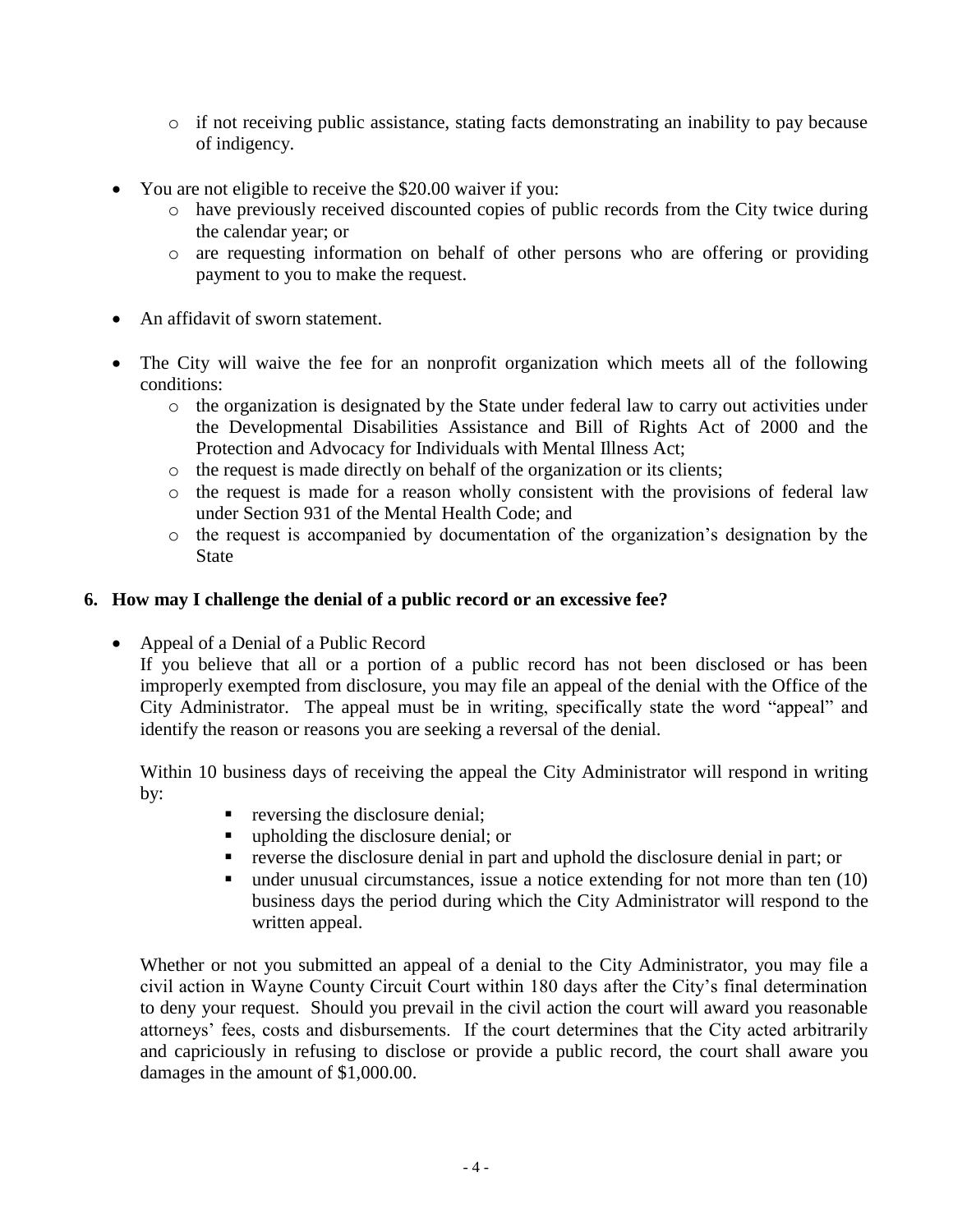- if not receiving public assistance, stating facts demonstrating an inability to pay because of indigency.

- You are not eligible to receive the $20.00 waiver if you:
   - have previously received discounted copies of public records from the City twice during the calendar year; or
   - are requesting information on behalf of other persons who are offering or providing payment to you to make the request.

- An affidavit of sworn statement.

- The City will waive the fee for an nonprofit organization which meets all of the following conditions:
   - the organization is designated by the State under federal law to carry out activities under the Developmental Disabilities Assistance and Bill of Rights Act of 2000 and the Protection and Advocacy for Individuals with Mental Illness Act;
   - the request is made directly on behalf of the organization or its clients;
   - the request is made for a reason wholly consistent with the provisions of federal law under Section 931 of the Mental Health Code; and
   - the request is accompanied by documentation of the organization's designation by the State

## 6. How may I challenge the denial of a public record or an excessive fee?

- Appeal of a Denial of a Public Record

  If you believe that all or a portion of a public record has not been disclosed or has been improperly exempted from disclosure, you may file an appeal of the denial with the Office of the City Administrator. The appeal must be in writing, specifically state the word "appeal" and identify the reason or reasons you are seeking a reversal of the denial.

  Within 10 business days of receiving the appeal the City Administrator will respond in writing by:

  - reversing the disclosure denial;
  - upholding the disclosure denial; or
  - reverse the disclosure denial in part and uphold the disclosure denial in part; or
  - under unusual circumstances, issue a notice extending for not more than ten (10) business days the period during which the City Administrator will respond to the written appeal.

  Whether or not you submitted an appeal of a denial to the City Administrator, you may file a civil action in Wayne County Circuit Court within 180 days after the City's final determination to deny your request. Should you prevail in the civil action the court will award you reasonable attorneys' fees, costs and disbursements. If the court determines that the City acted arbitrarily and capriciously in refusing to disclose or provide a public record, the court shall aware you damages in the amount of $1,000.00.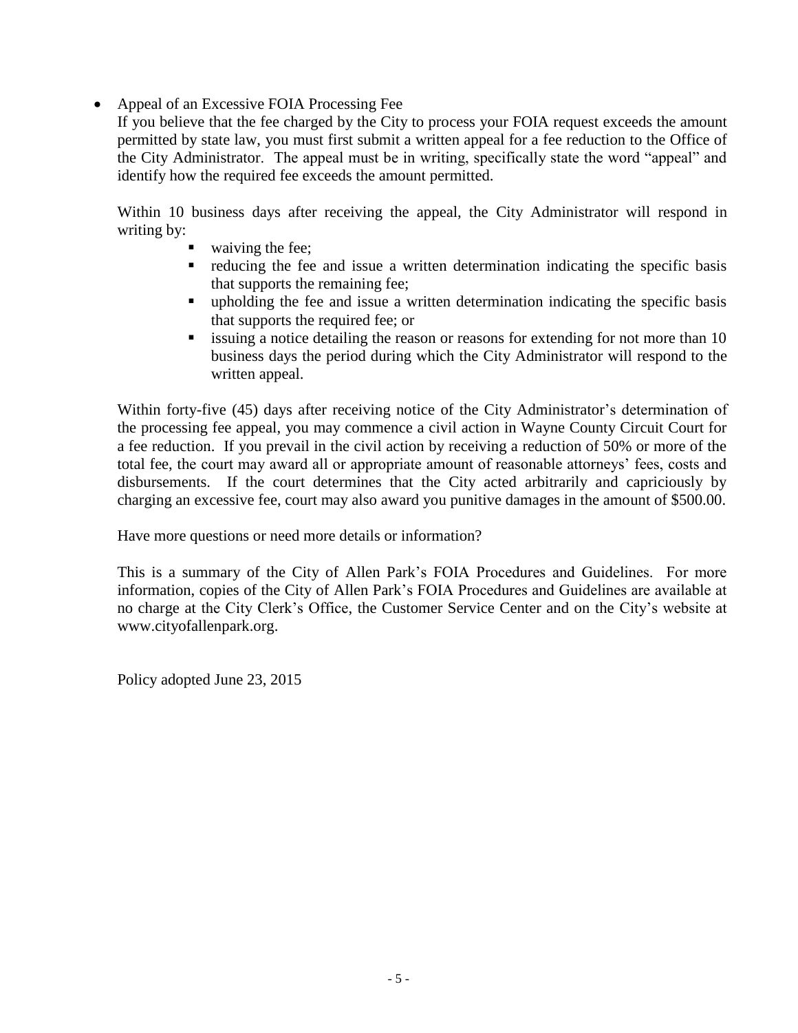- Appeal of an Excessive FOIA Processing Fee

  If you believe that the fee charged by the City to process your FOIA request exceeds the amount permitted by state law, you must first submit a written appeal for a fee reduction to the Office of the City Administrator. The appeal must be in writing, specifically state the word "appeal" and identify how the required fee exceeds the amount permitted.

  Within 10 business days after receiving the appeal, the City Administrator will respond in writing by:

  - waiving the fee;
  - reducing the fee and issue a written determination indicating the specific basis that supports the remaining fee;
  - upholding the fee and issue a written determination indicating the specific basis that supports the required fee; or
  - issuing a notice detailing the reason or reasons for extending for not more than 10 business days the period during which the City Administrator will respond to the written appeal.

  Within forty-five (45) days after receiving notice of the City Administrator's determination of the processing fee appeal, you may commence a civil action in Wayne County Circuit Court for a fee reduction. If you prevail in the civil action by receiving a reduction of 50% or more of the total fee, the court may award all or appropriate amount of reasonable attorneys' fees, costs and disbursements. If the court determines that the City acted arbitrarily and capriciously by charging an excessive fee, court may also award you punitive damages in the amount of $500.00.

  Have more questions or need more details or information?

  This is a summary of the City of Allen Park's FOIA Procedures and Guidelines. For more information, copies of the City of Allen Park's FOIA Procedures and Guidelines are available at no charge at the City Clerk's Office, the Customer Service Center and on the City's website at www.cityofallenpark.org.

  Policy adopted June 23, 2015